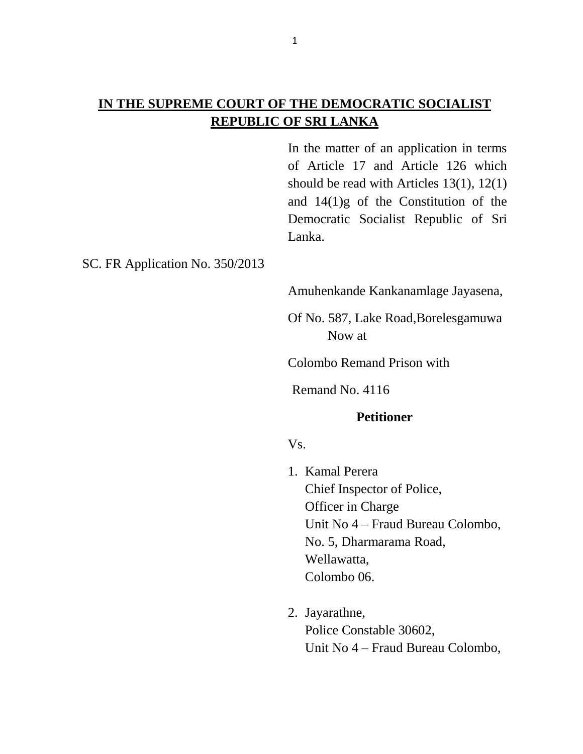**IN THE SUPREME COURT OF THE DEMOCRATIC SOCIALIST REPUBLIC OF SRI LANKA**

In the matter of an application in terms of Article 17 and Article 126 which should be read with Articles 13(1), 12(1) and 14(1)g of the Constitution of the Democratic Socialist Republic of Sri Lanka.

SC. FR Application No. 350/2013

Amuhenkande Kankanamlage Jayasena,

Of No. 587, Lake Road,Borelesgamuwa
Now at

Colombo Remand Prison with

Remand No. 4116

**Petitioner**

Vs.

1. Kamal Perera
   Chief Inspector of Police,
   Officer in Charge
   Unit No 4 – Fraud Bureau Colombo,
   No. 5, Dharmarama Road,
   Wellawatta,
   Colombo 06.

2. Jayarathne,
   Police Constable 30602,
   Unit No 4 – Fraud Bureau Colombo,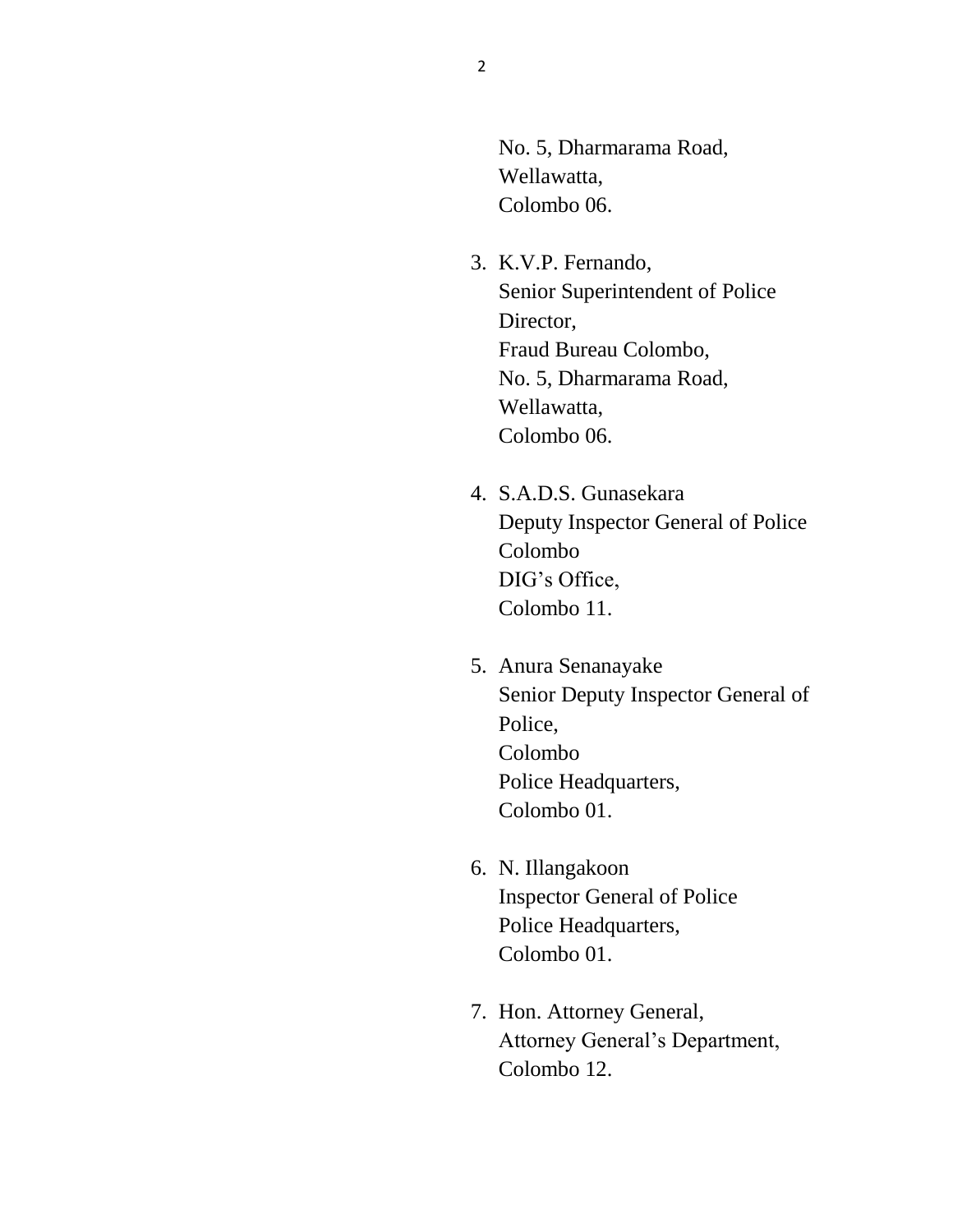No. 5, Dharmarama Road,
Wellawatta,
Colombo 06.

3. K.V.P. Fernando,
   Senior Superintendent of Police
   Director,
   Fraud Bureau Colombo,
   No. 5, Dharmarama Road,
   Wellawatta,
   Colombo 06.

4. S.A.D.S. Gunasekara
   Deputy Inspector General of Police
   Colombo
   DIG's Office,
   Colombo 11.

5. Anura Senanayake
   Senior Deputy Inspector General of Police,
   Colombo
   Police Headquarters,
   Colombo 01.

6. N. Illangakoon
   Inspector General of Police
   Police Headquarters,
   Colombo 01.

7. Hon. Attorney General,
   Attorney General's Department,
   Colombo 12.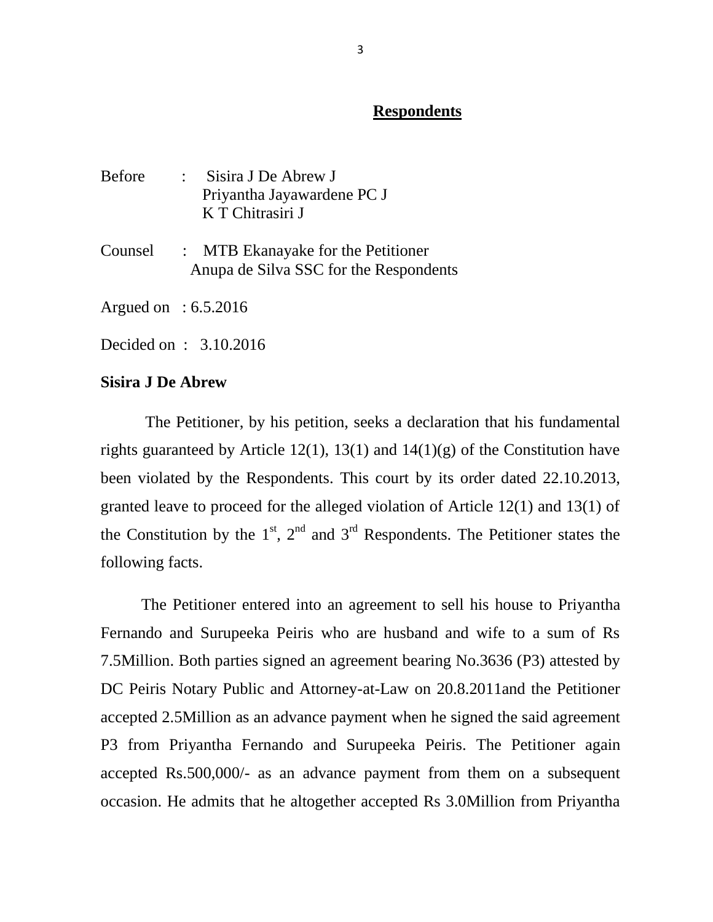**Respondents**

Before : Sisira J De Abrew J
Priyantha Jayawardene PC J
K T Chitrasiri J

Counsel : MTB Ekanayake for the Petitioner
Anupa de Silva SSC for the Respondents

Argued on : 6.5.2016

Decided on : 3.10.2016

**Sisira J De Abrew**

The Petitioner, by his petition, seeks a declaration that his fundamental rights guaranteed by Article 12(1), 13(1) and 14(1)(g) of the Constitution have been violated by the Respondents. This court by its order dated 22.10.2013, granted leave to proceed for the alleged violation of Article 12(1) and 13(1) of the Constitution by the 1st, 2nd and 3rd Respondents. The Petitioner states the following facts.

The Petitioner entered into an agreement to sell his house to Priyantha Fernando and Surupeeka Peiris who are husband and wife to a sum of Rs 7.5Million. Both parties signed an agreement bearing No.3636 (P3) attested by DC Peiris Notary Public and Attorney-at-Law on 20.8.2011and the Petitioner accepted 2.5Million as an advance payment when he signed the said agreement P3 from Priyantha Fernando and Surupeeka Peiris. The Petitioner again accepted Rs.500,000/- as an advance payment from them on a subsequent occasion. He admits that he altogether accepted Rs 3.0Million from Priyantha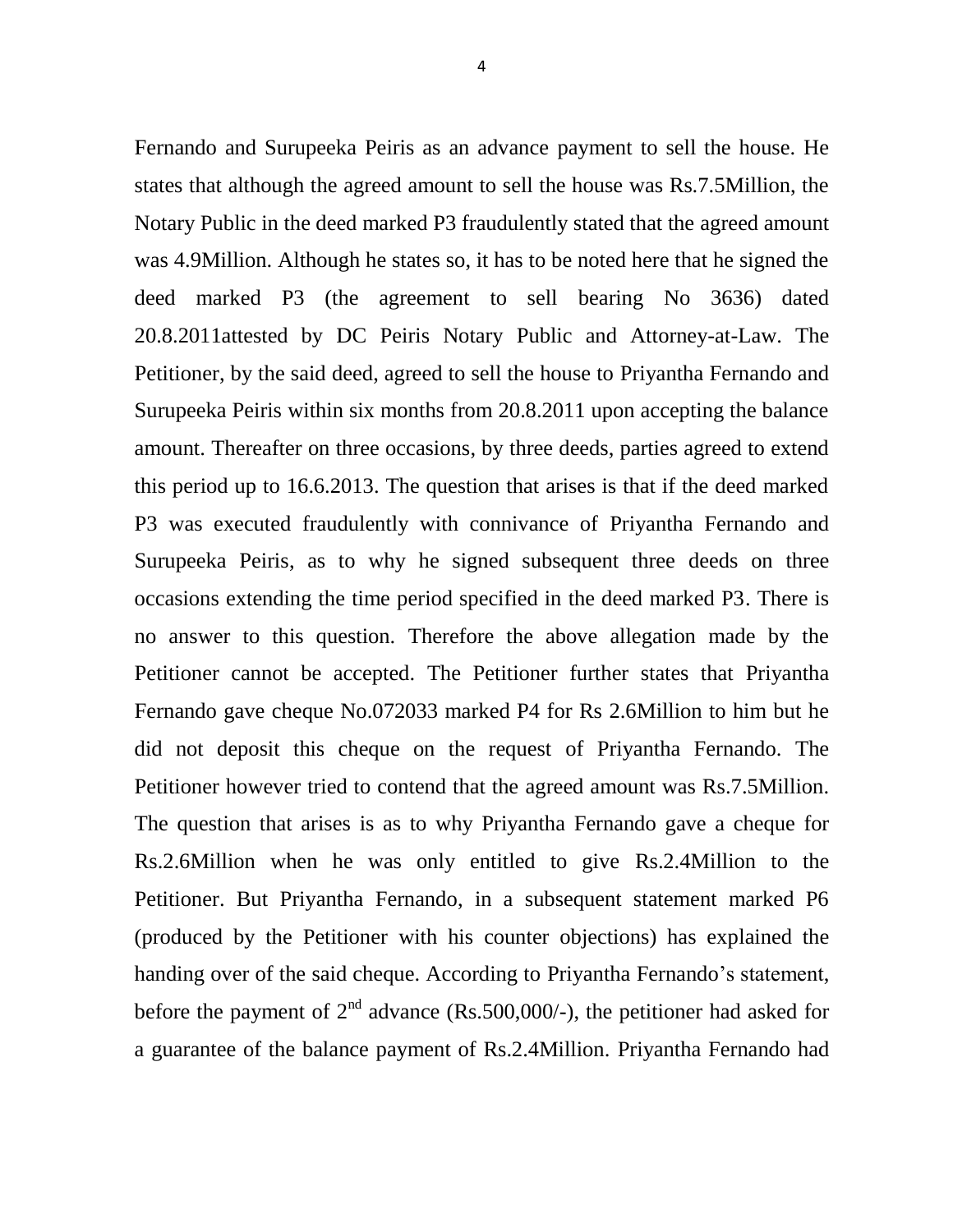Fernando and Surupeeka Peiris as an advance payment to sell the house. He states that although the agreed amount to sell the house was Rs.7.5Million, the Notary Public in the deed marked P3 fraudulently stated that the agreed amount was 4.9Million. Although he states so, it has to be noted here that he signed the deed marked P3 (the agreement to sell bearing No 3636) dated 20.8.2011attested by DC Peiris Notary Public and Attorney-at-Law. The Petitioner, by the said deed, agreed to sell the house to Priyantha Fernando and Surupeeka Peiris within six months from 20.8.2011 upon accepting the balance amount. Thereafter on three occasions, by three deeds, parties agreed to extend this period up to 16.6.2013. The question that arises is that if the deed marked P3 was executed fraudulently with connivance of Priyantha Fernando and Surupeeka Peiris, as to why he signed subsequent three deeds on three occasions extending the time period specified in the deed marked P3. There is no answer to this question. Therefore the above allegation made by the Petitioner cannot be accepted. The Petitioner further states that Priyantha Fernando gave cheque No.072033 marked P4 for Rs 2.6Million to him but he did not deposit this cheque on the request of Priyantha Fernando. The Petitioner however tried to contend that the agreed amount was Rs.7.5Million. The question that arises is as to why Priyantha Fernando gave a cheque for Rs.2.6Million when he was only entitled to give Rs.2.4Million to the Petitioner. But Priyantha Fernando, in a subsequent statement marked P6 (produced by the Petitioner with his counter objections) has explained the handing over of the said cheque. According to Priyantha Fernando's statement, before the payment of 2nd advance (Rs.500,000/-), the petitioner had asked for a guarantee of the balance payment of Rs.2.4Million. Priyantha Fernando had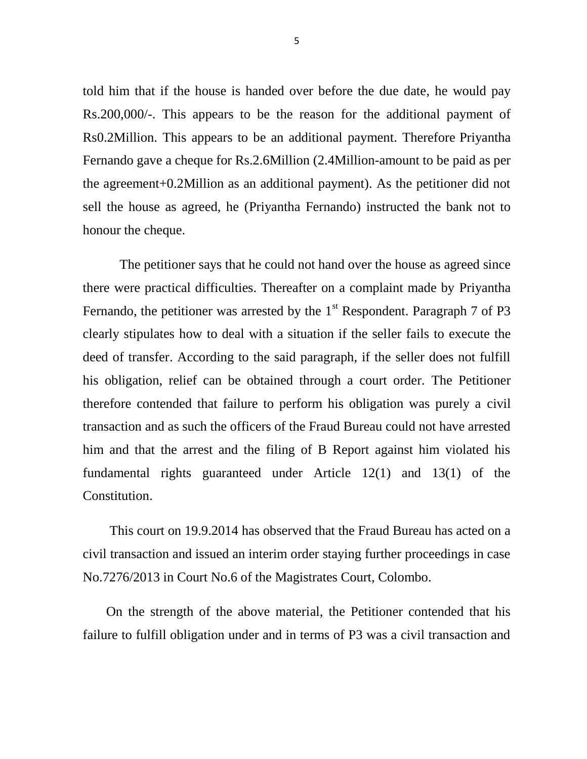told him that if the house is handed over before the due date, he would pay Rs.200,000/-. This appears to be the reason for the additional payment of Rs0.2Million. This appears to be an additional payment. Therefore Priyantha Fernando gave a cheque for Rs.2.6Million (2.4Million-amount to be paid as per the agreement+0.2Million as an additional payment). As the petitioner did not sell the house as agreed, he (Priyantha Fernando) instructed the bank not to honour the cheque.

The petitioner says that he could not hand over the house as agreed since there were practical difficulties. Thereafter on a complaint made by Priyantha Fernando, the petitioner was arrested by the 1st Respondent. Paragraph 7 of P3 clearly stipulates how to deal with a situation if the seller fails to execute the deed of transfer. According to the said paragraph, if the seller does not fulfill his obligation, relief can be obtained through a court order. The Petitioner therefore contended that failure to perform his obligation was purely a civil transaction and as such the officers of the Fraud Bureau could not have arrested him and that the arrest and the filing of B Report against him violated his fundamental rights guaranteed under Article 12(1) and 13(1) of the Constitution.

This court on 19.9.2014 has observed that the Fraud Bureau has acted on a civil transaction and issued an interim order staying further proceedings in case No.7276/2013 in Court No.6 of the Magistrates Court, Colombo.

On the strength of the above material, the Petitioner contended that his failure to fulfill obligation under and in terms of P3 was a civil transaction and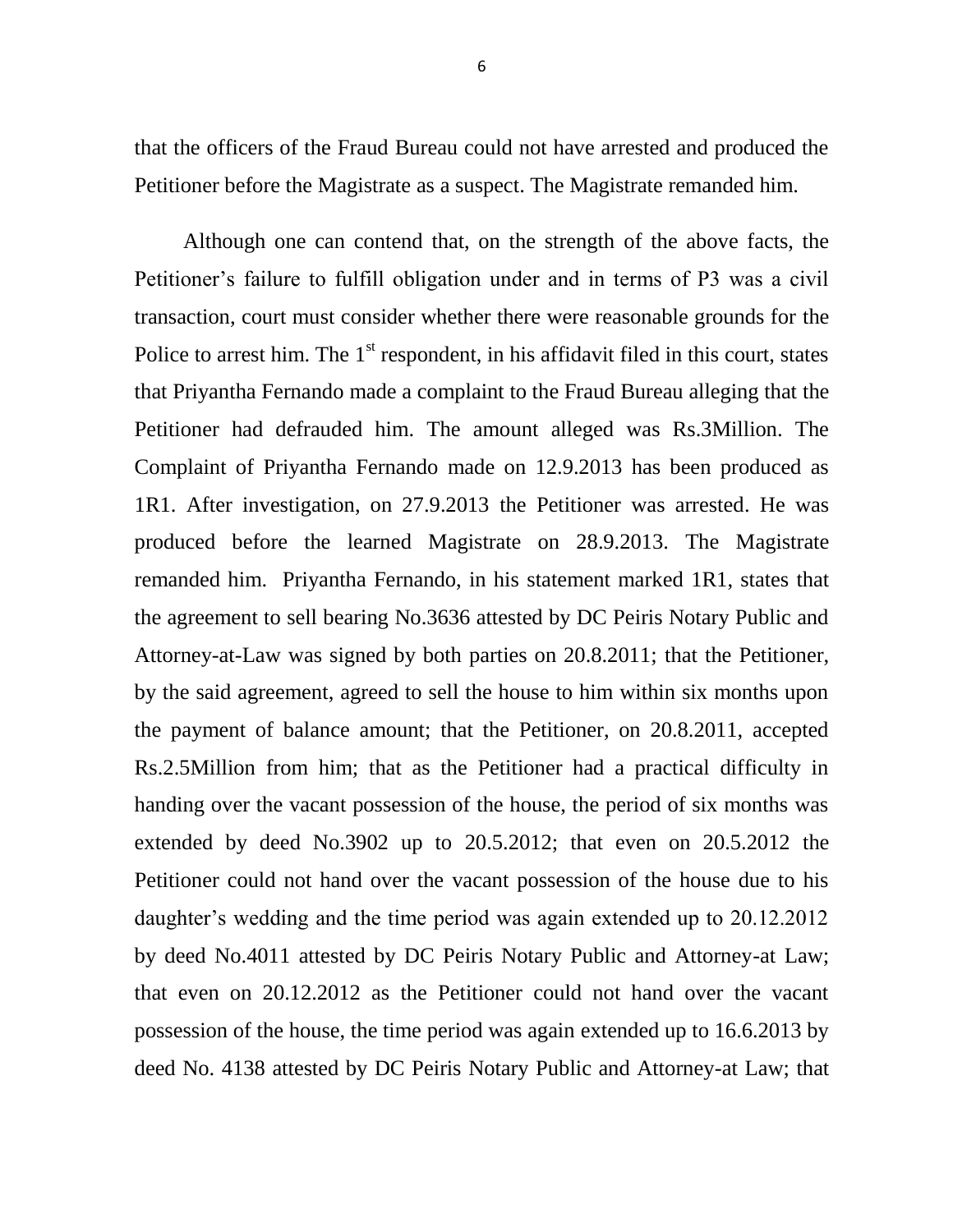that the officers of the Fraud Bureau could not have arrested and produced the Petitioner before the Magistrate as a suspect. The Magistrate remanded him.

Although one can contend that, on the strength of the above facts, the Petitioner's failure to fulfill obligation under and in terms of P3 was a civil transaction, court must consider whether there were reasonable grounds for the Police to arrest him. The 1st respondent, in his affidavit filed in this court, states that Priyantha Fernando made a complaint to the Fraud Bureau alleging that the Petitioner had defrauded him. The amount alleged was Rs.3Million. The Complaint of Priyantha Fernando made on 12.9.2013 has been produced as 1R1. After investigation, on 27.9.2013 the Petitioner was arrested. He was produced before the learned Magistrate on 28.9.2013. The Magistrate remanded him. Priyantha Fernando, in his statement marked 1R1, states that the agreement to sell bearing No.3636 attested by DC Peiris Notary Public and Attorney-at-Law was signed by both parties on 20.8.2011; that the Petitioner, by the said agreement, agreed to sell the house to him within six months upon the payment of balance amount; that the Petitioner, on 20.8.2011, accepted Rs.2.5Million from him; that as the Petitioner had a practical difficulty in handing over the vacant possession of the house, the period of six months was extended by deed No.3902 up to 20.5.2012; that even on 20.5.2012 the Petitioner could not hand over the vacant possession of the house due to his daughter's wedding and the time period was again extended up to 20.12.2012 by deed No.4011 attested by DC Peiris Notary Public and Attorney-at Law; that even on 20.12.2012 as the Petitioner could not hand over the vacant possession of the house, the time period was again extended up to 16.6.2013 by deed No. 4138 attested by DC Peiris Notary Public and Attorney-at Law; that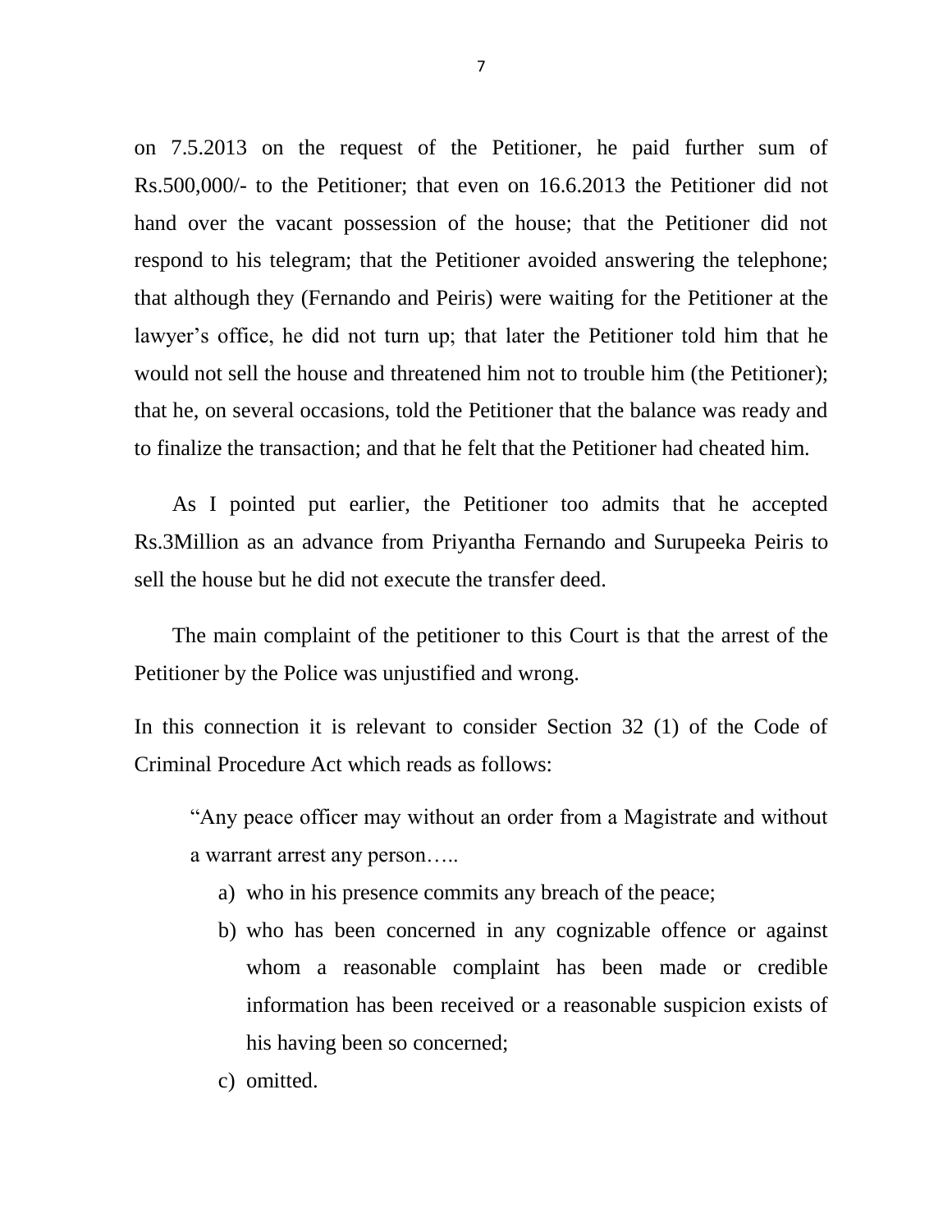on 7.5.2013 on the request of the Petitioner, he paid further sum of Rs.500,000/- to the Petitioner; that even on 16.6.2013 the Petitioner did not hand over the vacant possession of the house; that the Petitioner did not respond to his telegram; that the Petitioner avoided answering the telephone; that although they (Fernando and Peiris) were waiting for the Petitioner at the lawyer's office, he did not turn up; that later the Petitioner told him that he would not sell the house and threatened him not to trouble him (the Petitioner); that he, on several occasions, told the Petitioner that the balance was ready and to finalize the transaction; and that he felt that the Petitioner had cheated him.

As I pointed put earlier, the Petitioner too admits that he accepted Rs.3Million as an advance from Priyantha Fernando and Surupeeka Peiris to sell the house but he did not execute the transfer deed.

The main complaint of the petitioner to this Court is that the arrest of the Petitioner by the Police was unjustified and wrong.

In this connection it is relevant to consider Section 32 (1) of the Code of Criminal Procedure Act which reads as follows:

> "Any peace officer may without an order from a Magistrate and without a warrant arrest any person…..
>
> a) who in his presence commits any breach of the peace;
> b) who has been concerned in any cognizable offence or against whom a reasonable complaint has been made or credible information has been received or a reasonable suspicion exists of his having been so concerned;
> c) omitted.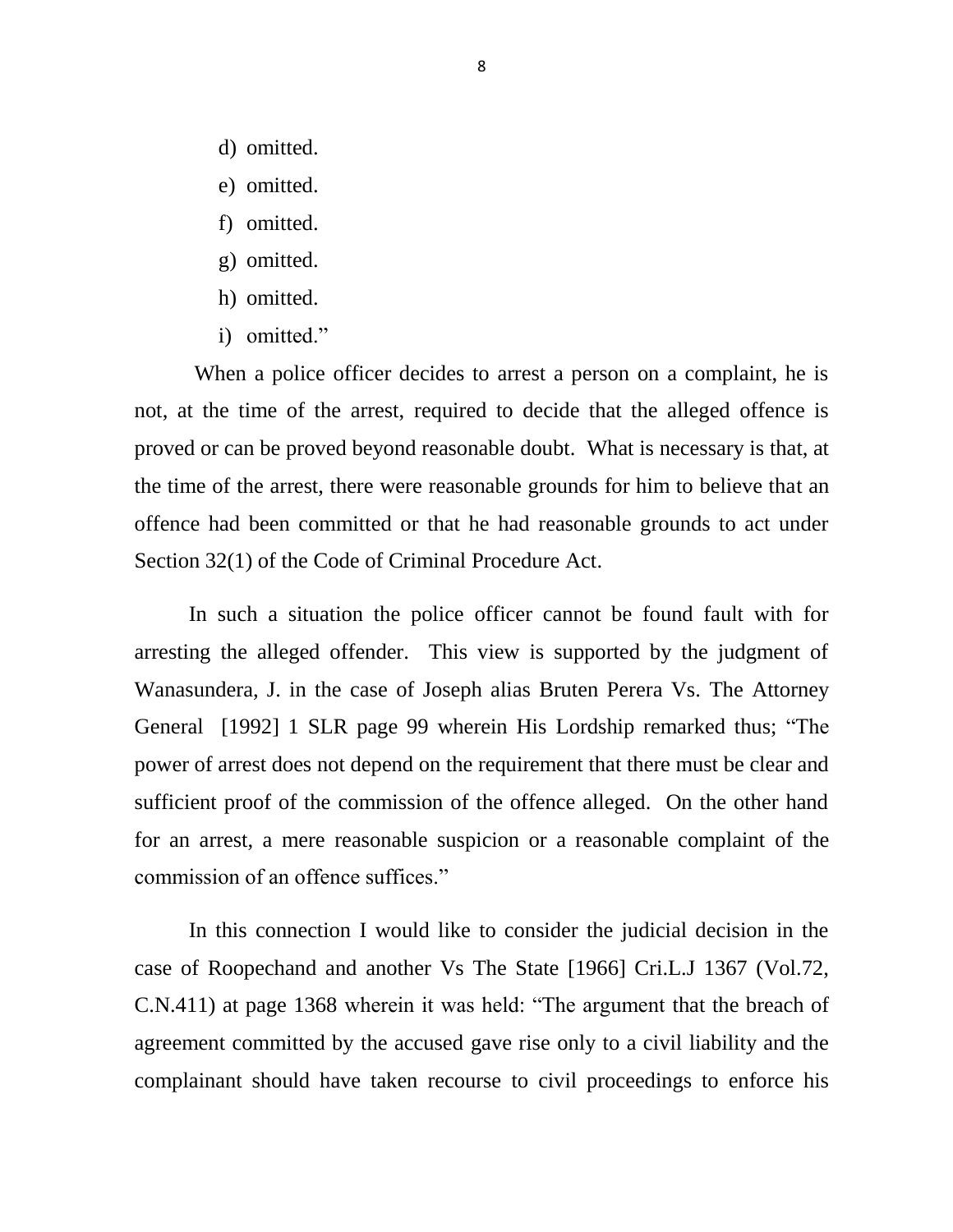d) omitted.

e) omitted.

f) omitted.

g) omitted.

h) omitted.

i) omitted."

When a police officer decides to arrest a person on a complaint, he is not, at the time of the arrest, required to decide that the alleged offence is proved or can be proved beyond reasonable doubt. What is necessary is that, at the time of the arrest, there were reasonable grounds for him to believe that an offence had been committed or that he had reasonable grounds to act under Section 32(1) of the Code of Criminal Procedure Act.

In such a situation the police officer cannot be found fault with for arresting the alleged offender. This view is supported by the judgment of Wanasundera, J. in the case of Joseph alias Bruten Perera Vs. The Attorney General [1992] 1 SLR page 99 wherein His Lordship remarked thus; "The power of arrest does not depend on the requirement that there must be clear and sufficient proof of the commission of the offence alleged. On the other hand for an arrest, a mere reasonable suspicion or a reasonable complaint of the commission of an offence suffices."

In this connection I would like to consider the judicial decision in the case of Roopechand and another Vs The State [1966] Cri.L.J 1367 (Vol.72, C.N.411) at page 1368 wherein it was held: "The argument that the breach of agreement committed by the accused gave rise only to a civil liability and the complainant should have taken recourse to civil proceedings to enforce his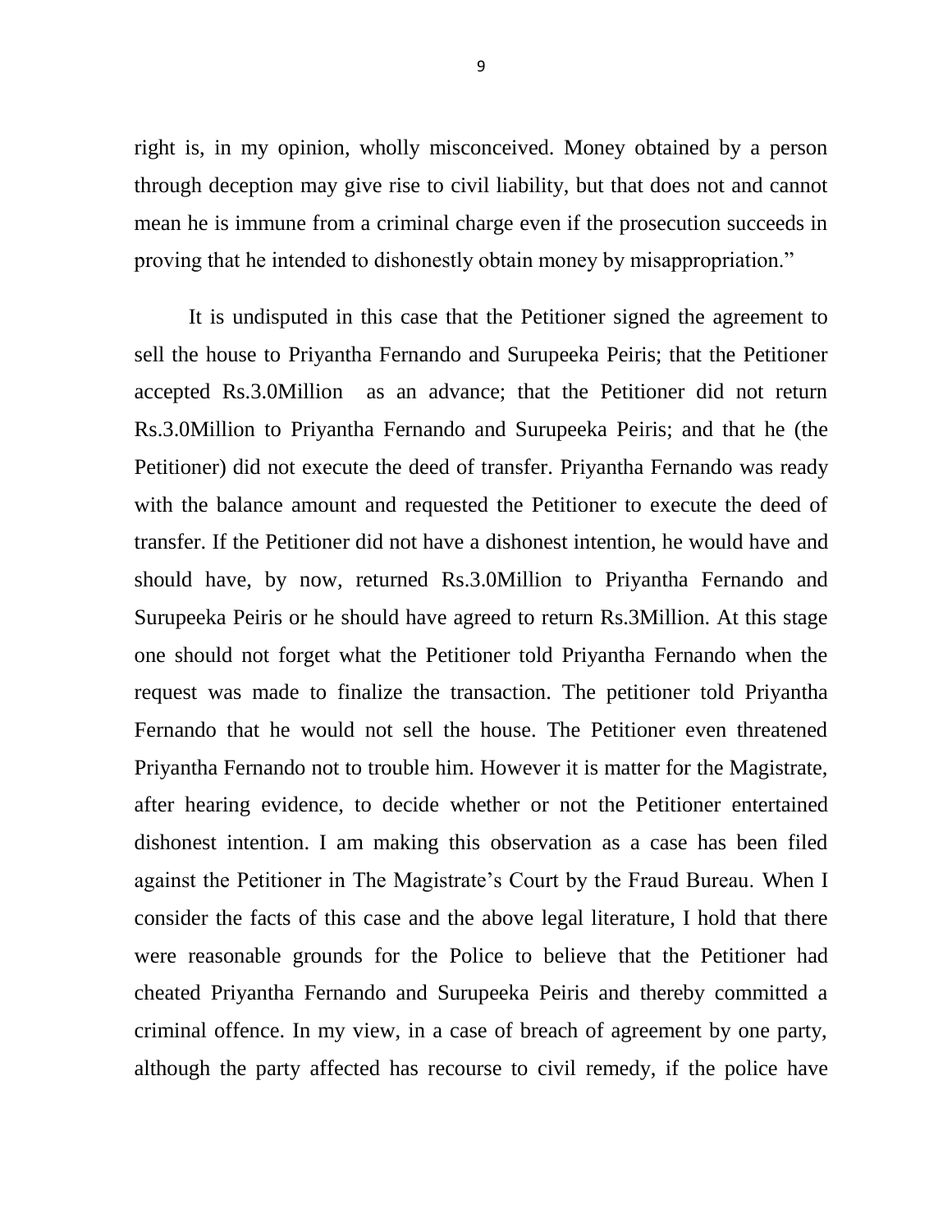right is, in my opinion, wholly misconceived. Money obtained by a person through deception may give rise to civil liability, but that does not and cannot mean he is immune from a criminal charge even if the prosecution succeeds in proving that he intended to dishonestly obtain money by misappropriation."

It is undisputed in this case that the Petitioner signed the agreement to sell the house to Priyantha Fernando and Surupeeka Peiris; that the Petitioner accepted Rs.3.0Million as an advance; that the Petitioner did not return Rs.3.0Million to Priyantha Fernando and Surupeeka Peiris; and that he (the Petitioner) did not execute the deed of transfer. Priyantha Fernando was ready with the balance amount and requested the Petitioner to execute the deed of transfer. If the Petitioner did not have a dishonest intention, he would have and should have, by now, returned Rs.3.0Million to Priyantha Fernando and Surupeeka Peiris or he should have agreed to return Rs.3Million. At this stage one should not forget what the Petitioner told Priyantha Fernando when the request was made to finalize the transaction. The petitioner told Priyantha Fernando that he would not sell the house. The Petitioner even threatened Priyantha Fernando not to trouble him. However it is matter for the Magistrate, after hearing evidence, to decide whether or not the Petitioner entertained dishonest intention. I am making this observation as a case has been filed against the Petitioner in The Magistrate's Court by the Fraud Bureau. When I consider the facts of this case and the above legal literature, I hold that there were reasonable grounds for the Police to believe that the Petitioner had cheated Priyantha Fernando and Surupeeka Peiris and thereby committed a criminal offence. In my view, in a case of breach of agreement by one party, although the party affected has recourse to civil remedy, if the police have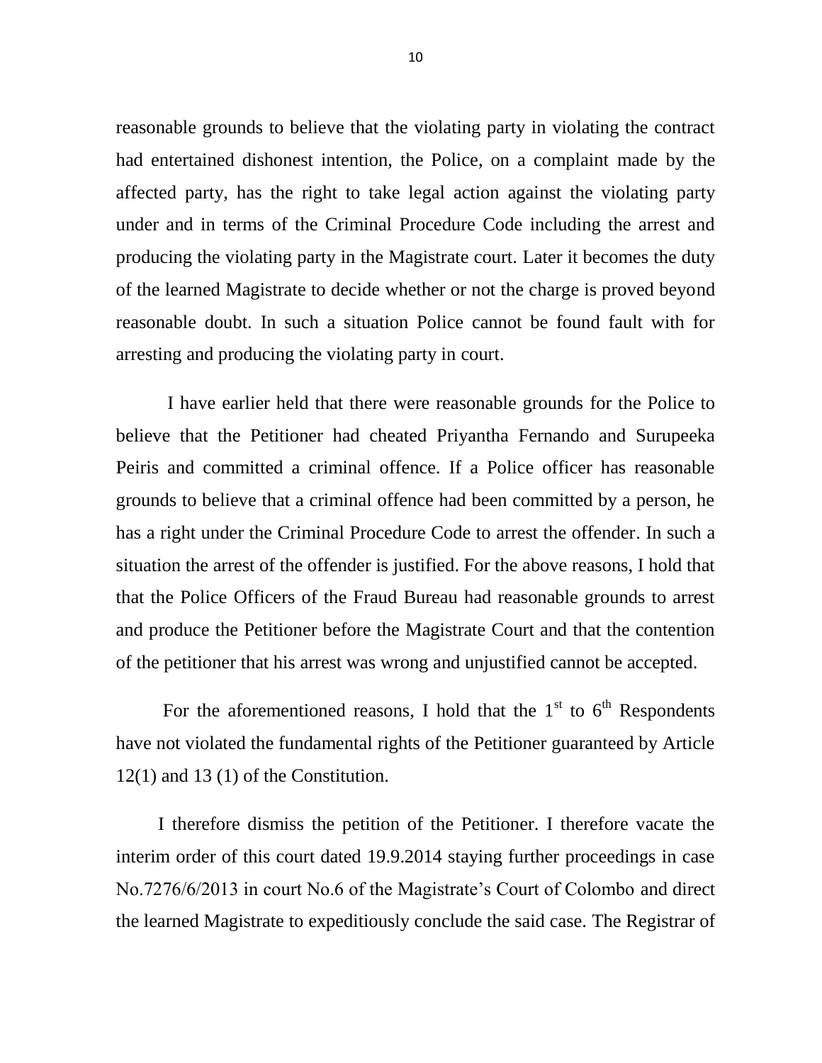reasonable grounds to believe that the violating party in violating the contract had entertained dishonest intention, the Police, on a complaint made by the affected party, has the right to take legal action against the violating party under and in terms of the Criminal Procedure Code including the arrest and producing the violating party in the Magistrate court. Later it becomes the duty of the learned Magistrate to decide whether or not the charge is proved beyond reasonable doubt. In such a situation Police cannot be found fault with for arresting and producing the violating party in court.

I have earlier held that there were reasonable grounds for the Police to believe that the Petitioner had cheated Priyantha Fernando and Surupeeka Peiris and committed a criminal offence. If a Police officer has reasonable grounds to believe that a criminal offence had been committed by a person, he has a right under the Criminal Procedure Code to arrest the offender. In such a situation the arrest of the offender is justified. For the above reasons, I hold that that the Police Officers of the Fraud Bureau had reasonable grounds to arrest and produce the Petitioner before the Magistrate Court and that the contention of the petitioner that his arrest was wrong and unjustified cannot be accepted.

For the aforementioned reasons, I hold that the 1st to 6th Respondents have not violated the fundamental rights of the Petitioner guaranteed by Article 12(1) and 13 (1) of the Constitution.

I therefore dismiss the petition of the Petitioner. I therefore vacate the interim order of this court dated 19.9.2014 staying further proceedings in case No.7276/6/2013 in court No.6 of the Magistrate's Court of Colombo and direct the learned Magistrate to expeditiously conclude the said case. The Registrar of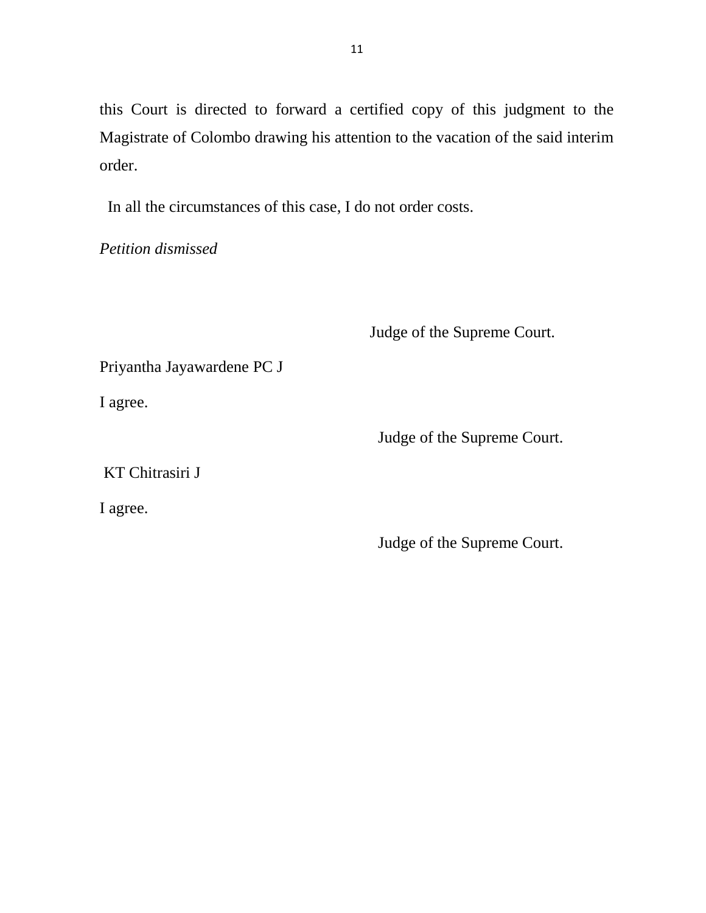this Court is directed to forward a certified copy of this judgment to the Magistrate of Colombo drawing his attention to the vacation of the said interim order.

In all the circumstances of this case, I do not order costs.

*Petition dismissed*

Judge of the Supreme Court.

Priyantha Jayawardene PC J

I agree.

Judge of the Supreme Court.

KT Chitrasiri J

I agree.

Judge of the Supreme Court.